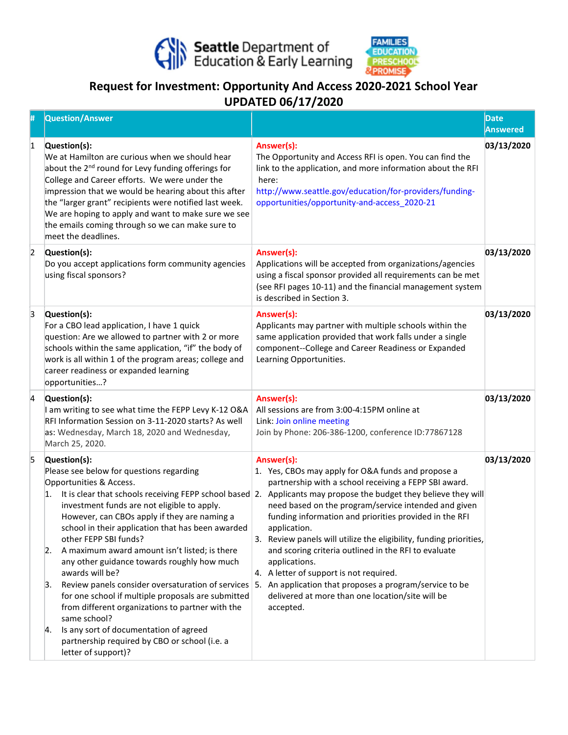Seattle Department of Education & Early Learning

# Request for Investment: Opportunity And Access 2020-2021 School Year

## UPDATED 06/17/2020

| # | Question/Answer | | Date Answered |
|---|---|---|---|
| 1 | **Question(s):**<br>We at Hamilton are curious when we should hear about the 2nd round for Levy funding offerings for College and Career efforts. We were under the impression that we would be hearing about this after the "larger grant" recipients were notified last week. We are hoping to apply and want to make sure we see the emails coming through so we can make sure to meet the deadlines. | **Answer(s):**<br>The Opportunity and Access RFI is open. You can find the link to the application, and more information about the RFI here:<br>http://www.seattle.gov/education/for-providers/funding-opportunities/opportunity-and-access_2020-21 | **03/13/2020** |
| 2 | **Question(s):**<br>Do you accept applications form community agencies using fiscal sponsors? | **Answer(s):**<br>Applications will be accepted from organizations/agencies using a fiscal sponsor provided all requirements can be met (see RFI pages 10-11) and the financial management system is described in Section 3. | **03/13/2020** |
| 3 | **Question(s):**<br>For a CBO lead application, I have 1 quick question: Are we allowed to partner with 2 or more schools within the same application, "if" the body of work is all within 1 of the program areas; college and career readiness or expanded learning opportunities…? | **Answer(s):**<br>Applicants may partner with multiple schools within the same application provided that work falls under a single component--College and Career Readiness or Expanded Learning Opportunities. | **03/13/2020** |
| 4 | **Question(s):**<br>I am writing to see what time the FEPP Levy K-12 O&A RFI Information Session on 3-11-2020 starts? As well as: Wednesday, March 18, 2020 and Wednesday, March 25, 2020. | **Answer(s):**<br>All sessions are from 3:00-4:15PM online at<br>Link: Join online meeting<br>Join by Phone: 206-386-1200, conference ID:77867128 | **03/13/2020** |
| 5 | **Question(s):**<br>Please see below for questions regarding Opportunities & Access.<br>1. It is clear that schools receiving FEPP school based investment funds are not eligible to apply. However, can CBOs apply if they are naming a school in their application that has been awarded other FEPP SBI funds?<br>2. A maximum award amount isn't listed; is there any other guidance towards roughly how much awards will be?<br>3. Review panels consider oversaturation of services for one school if multiple proposals are submitted from different organizations to partner with the same school?<br>4. Is any sort of documentation of agreed partnership required by CBO or school (i.e. a letter of support)? | **Answer(s):**<br>1. Yes, CBOs may apply for O&A funds and propose a partnership with a school receiving a FEPP SBI award.<br>2. Applicants may propose the budget they believe they will need based on the program/service intended and given funding information and priorities provided in the RFI application.<br>3. Review panels will utilize the eligibility, funding priorities, and scoring criteria outlined in the RFI to evaluate applications.<br>4. A letter of support is not required.<br>5. An application that proposes a program/service to be delivered at more than one location/site will be accepted. | **03/13/2020** |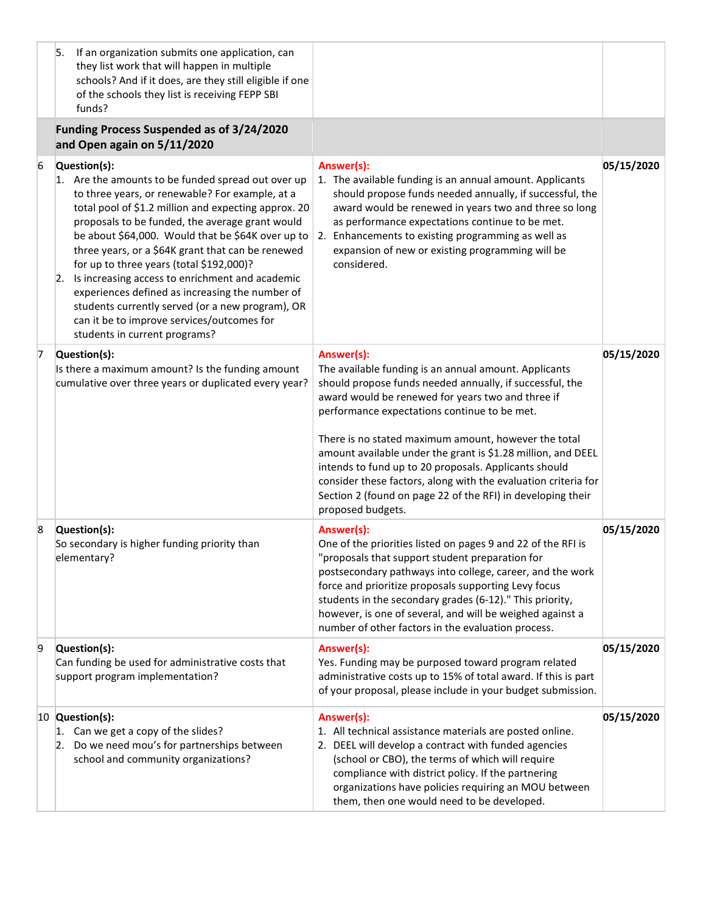| | | | |
|---|---|---|---|
| | 5. If an organization submits one application, can they list work that will happen in multiple schools? And if it does, are they still eligible if one of the schools they list is receiving FEPP SBI funds? | | |
| | **Funding Process Suspended as of 3/24/2020 and Open again on 5/11/2020** | | |
| 6 | **Question(s):**<br>1. Are the amounts to be funded spread out over up to three years, or renewable? For example, at a total pool of $1.2 million and expecting approx. 20 proposals to be funded, the average grant would be about $64,000. Would that be $64K over up to three years, or a $64K grant that can be renewed for up to three years (total $192,000)?<br>2. Is increasing access to enrichment and academic experiences defined as increasing the number of students currently served (or a new program), OR can it be to improve services/outcomes for students in current programs? | **Answer(s):**<br>1. The available funding is an annual amount. Applicants should propose funds needed annually, if successful, the award would be renewed in years two and three so long as performance expectations continue to be met.<br>2. Enhancements to existing programming as well as expansion of new or existing programming will be considered. | **05/15/2020** |
| 7 | **Question(s):**<br>Is there a maximum amount? Is the funding amount cumulative over three years or duplicated every year? | **Answer(s):**<br>The available funding is an annual amount. Applicants should propose funds needed annually, if successful, the award would be renewed for years two and three if performance expectations continue to be met.<br><br>There is no stated maximum amount, however the total amount available under the grant is $1.28 million, and DEEL intends to fund up to 20 proposals. Applicants should consider these factors, along with the evaluation criteria for Section 2 (found on page 22 of the RFI) in developing their proposed budgets. | **05/15/2020** |
| 8 | **Question(s):**<br>So secondary is higher funding priority than elementary? | **Answer(s):**<br>One of the priorities listed on pages 9 and 22 of the RFI is "proposals that support student preparation for postsecondary pathways into college, career, and the work force and prioritize proposals supporting Levy focus students in the secondary grades (6-12)." This priority, however, is one of several, and will be weighed against a number of other factors in the evaluation process. | **05/15/2020** |
| 9 | **Question(s):**<br>Can funding be used for administrative costs that support program implementation? | **Answer(s):**<br>Yes. Funding may be purposed toward program related administrative costs up to 15% of total award. If this is part of your proposal, please include in your budget submission. | **05/15/2020** |
| 10 | **Question(s):**<br>1. Can we get a copy of the slides?<br>2. Do we need mou's for partnerships between school and community organizations? | **Answer(s):**<br>1. All technical assistance materials are posted online.<br>2. DEEL will develop a contract with funded agencies (school or CBO), the terms of which will require compliance with district policy. If the partnering organizations have policies requiring an MOU between them, then one would need to be developed. | **05/15/2020** |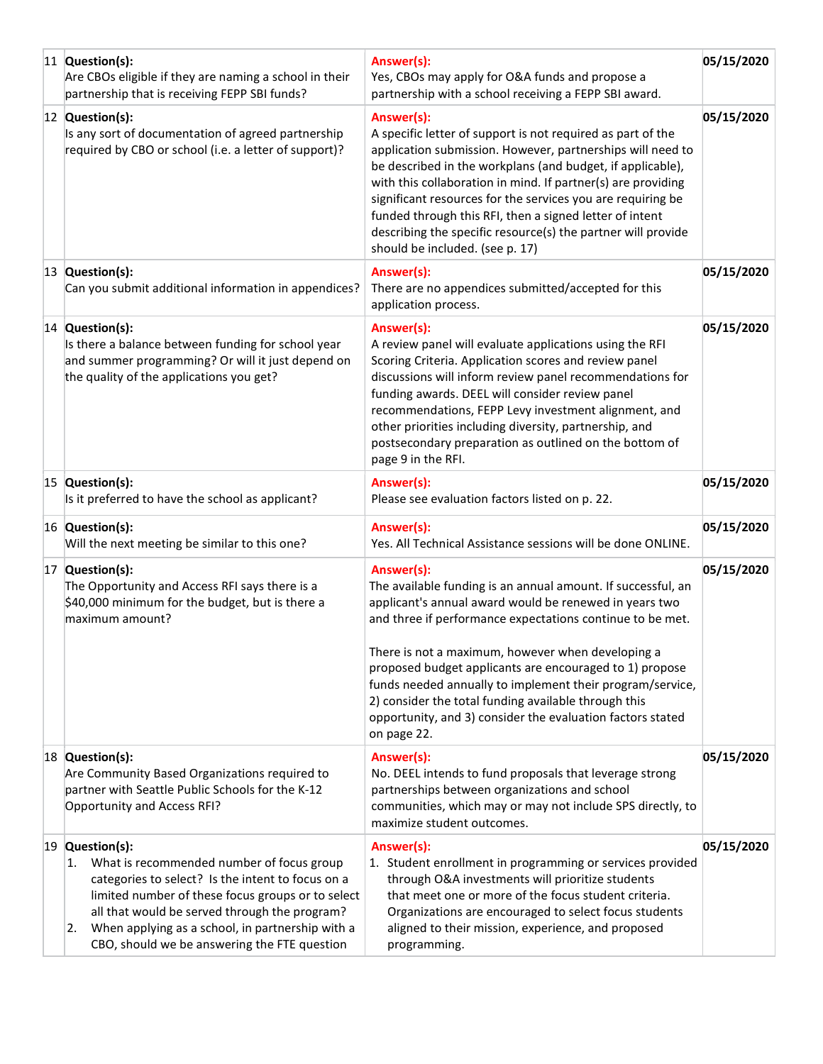| | | | |
|---|---|---|---|
| 11 | **Question(s):** Are CBOs eligible if they are naming a school in their partnership that is receiving FEPP SBI funds? | **Answer(s):** Yes, CBOs may apply for O&A funds and propose a partnership with a school receiving a FEPP SBI award. | **05/15/2020** |
| 12 | **Question(s):** Is any sort of documentation of agreed partnership required by CBO or school (i.e. a letter of support)? | **Answer(s):** A specific letter of support is not required as part of the application submission. However, partnerships will need to be described in the workplans (and budget, if applicable), with this collaboration in mind. If partner(s) are providing significant resources for the services you are requiring be funded through this RFI, then a signed letter of intent describing the specific resource(s) the partner will provide should be included. (see p. 17) | **05/15/2020** |
| 13 | **Question(s):** Can you submit additional information in appendices? | **Answer(s):** There are no appendices submitted/accepted for this application process. | **05/15/2020** |
| 14 | **Question(s):** Is there a balance between funding for school year and summer programming? Or will it just depend on the quality of the applications you get? | **Answer(s):** A review panel will evaluate applications using the RFI Scoring Criteria. Application scores and review panel discussions will inform review panel recommendations for funding awards. DEEL will consider review panel recommendations, FEPP Levy investment alignment, and other priorities including diversity, partnership, and postsecondary preparation as outlined on the bottom of page 9 in the RFI. | **05/15/2020** |
| 15 | **Question(s):** Is it preferred to have the school as applicant? | **Answer(s):** Please see evaluation factors listed on p. 22. | **05/15/2020** |
| 16 | **Question(s):** Will the next meeting be similar to this one? | **Answer(s):** Yes. All Technical Assistance sessions will be done ONLINE. | **05/15/2020** |
| 17 | **Question(s):** The Opportunity and Access RFI says there is a $40,000 minimum for the budget, but is there a maximum amount? | **Answer(s):** The available funding is an annual amount. If successful, an applicant's annual award would be renewed in years two and three if performance expectations continue to be met.<br><br>There is not a maximum, however when developing a proposed budget applicants are encouraged to 1) propose funds needed annually to implement their program/service, 2) consider the total funding available through this opportunity, and 3) consider the evaluation factors stated on page 22. | **05/15/2020** |
| 18 | **Question(s):** Are Community Based Organizations required to partner with Seattle Public Schools for the K-12 Opportunity and Access RFI? | **Answer(s):** No. DEEL intends to fund proposals that leverage strong partnerships between organizations and school communities, which may or may not include SPS directly, to maximize student outcomes. | **05/15/2020** |
| 19 | **Question(s):**<br>1. What is recommended number of focus group categories to select? Is the intent to focus on a limited number of these focus groups or to select all that would be served through the program?<br>2. When applying as a school, in partnership with a CBO, should we be answering the FTE question | **Answer(s):**<br>1. Student enrollment in programming or services provided through O&A investments will prioritize students that meet one or more of the focus student criteria. Organizations are encouraged to select focus students aligned to their mission, experience, and proposed programming. | **05/15/2020** |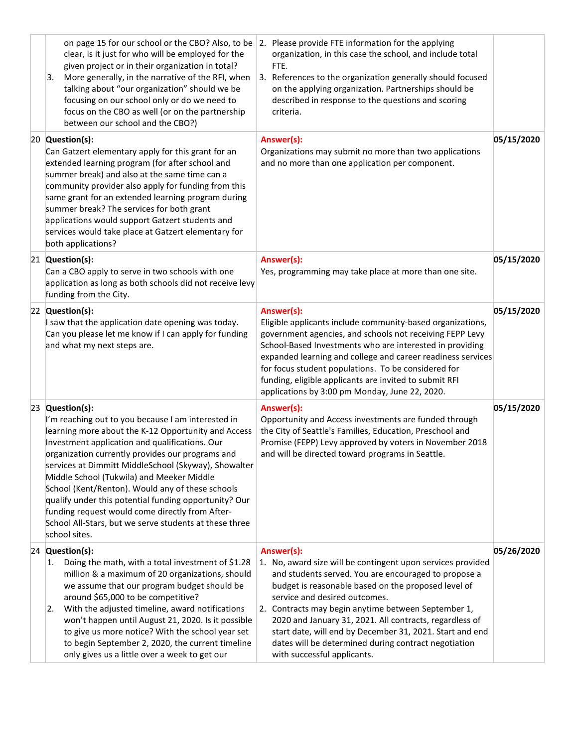| | | | |
|---|---|---|---|
| | on page 15 for our school or the CBO? Also, to be clear, is it just for who will be employed for the given project or in their organization in total?<br>3. More generally, in the narrative of the RFI, when talking about "our organization" should we be focusing on our school only or do we need to focus on the CBO as well (or on the partnership between our school and the CBO?) | 2. Please provide FTE information for the applying organization, in this case the school, and include total FTE.<br>3. References to the organization generally should focused on the applying organization. Partnerships should be described in response to the questions and scoring criteria. | |
| 20 | **Question(s):**<br>Can Gatzert elementary apply for this grant for an extended learning program (for after school and summer break) and also at the same time can a community provider also apply for funding from this same grant for an extended learning program during summer break? The services for both grant applications would support Gatzert students and services would take place at Gatzert elementary for both applications? | **Answer(s):**<br>Organizations may submit no more than two applications and no more than one application per component. | **05/15/2020** |
| 21 | **Question(s):**<br>Can a CBO apply to serve in two schools with one application as long as both schools did not receive levy funding from the City. | **Answer(s):**<br>Yes, programming may take place at more than one site. | **05/15/2020** |
| 22 | **Question(s):**<br>I saw that the application date opening was today. Can you please let me know if I can apply for funding and what my next steps are. | **Answer(s):**<br>Eligible applicants include community-based organizations, government agencies, and schools not receiving FEPP Levy School-Based Investments who are interested in providing expanded learning and college and career readiness services for focus student populations. To be considered for funding, eligible applicants are invited to submit RFI applications by 3:00 pm Monday, June 22, 2020. | **05/15/2020** |
| 23 | **Question(s):**<br>I'm reaching out to you because I am interested in learning more about the K-12 Opportunity and Access Investment application and qualifications. Our organization currently provides our programs and services at Dimmitt MiddleSchool (Skyway), Showalter Middle School (Tukwila) and Meeker Middle School (Kent/Renton). Would any of these schools qualify under this potential funding opportunity? Our funding request would come directly from After-School All-Stars, but we serve students at these three school sites. | **Answer(s):**<br>Opportunity and Access investments are funded through the City of Seattle's Families, Education, Preschool and Promise (FEPP) Levy approved by voters in November 2018 and will be directed toward programs in Seattle. | **05/15/2020** |
| 24 | **Question(s):**<br>1. Doing the math, with a total investment of $1.28 million & a maximum of 20 organizations, should we assume that our program budget should be around $65,000 to be competitive?<br>2. With the adjusted timeline, award notifications won't happen until August 21, 2020. Is it possible to give us more notice? With the school year set to begin September 2, 2020, the current timeline only gives us a little over a week to get our | **Answer(s):**<br>1. No, award size will be contingent upon services provided and students served. You are encouraged to propose a budget is reasonable based on the proposed level of service and desired outcomes.<br>2. Contracts may begin anytime between September 1, 2020 and January 31, 2021. All contracts, regardless of start date, will end by December 31, 2021. Start and end dates will be determined during contract negotiation with successful applicants. | **05/26/2020** |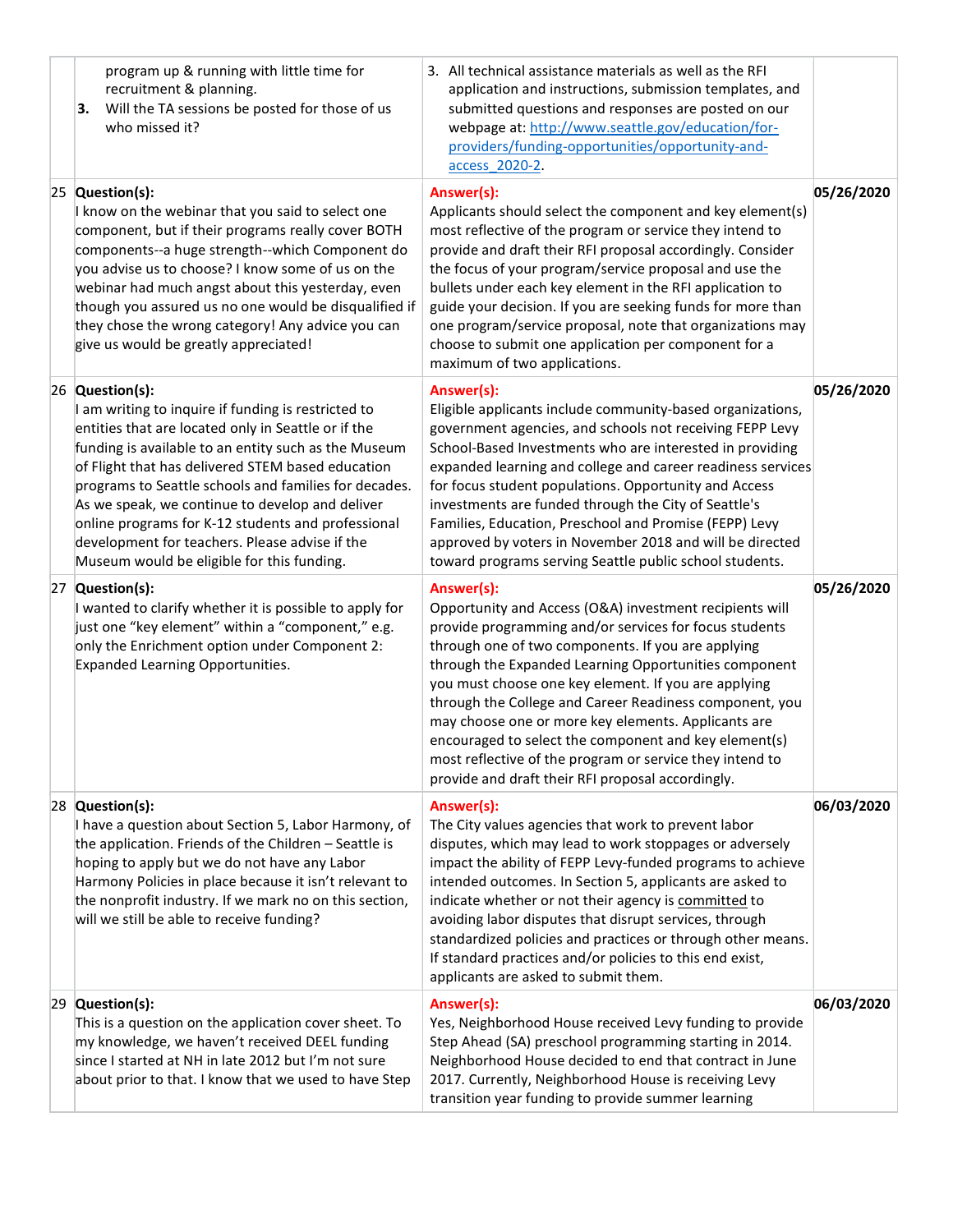| | | | |
|---|---|---|---|
| | program up & running with little time for recruitment & planning.<br>**3.** Will the TA sessions be posted for those of us who missed it? | 3. All technical assistance materials as well as the RFI application and instructions, submission templates, and submitted questions and responses are posted on our webpage at: [http://www.seattle.gov/education/for-providers/funding-opportunities/opportunity-and-access_2020-2](http://www.seattle.gov/education/for-providers/funding-opportunities/opportunity-and-access_2020-2). | |
| 25 | **Question(s):**<br>I know on the webinar that you said to select one component, but if their programs really cover BOTH components--a huge strength--which Component do you advise us to choose? I know some of us on the webinar had much angst about this yesterday, even though you assured us no one would be disqualified if they chose the wrong category! Any advice you can give us would be greatly appreciated! | **Answer(s):**<br>Applicants should select the component and key element(s) most reflective of the program or service they intend to provide and draft their RFI proposal accordingly. Consider the focus of your program/service proposal and use the bullets under each key element in the RFI application to guide your decision. If you are seeking funds for more than one program/service proposal, note that organizations may choose to submit one application per component for a maximum of two applications. | **05/26/2020** |
| 26 | **Question(s):**<br>I am writing to inquire if funding is restricted to entities that are located only in Seattle or if the funding is available to an entity such as the Museum of Flight that has delivered STEM based education programs to Seattle schools and families for decades. As we speak, we continue to develop and deliver online programs for K-12 students and professional development for teachers. Please advise if the Museum would be eligible for this funding. | **Answer(s):**<br>Eligible applicants include community-based organizations, government agencies, and schools not receiving FEPP Levy School-Based Investments who are interested in providing expanded learning and college and career readiness services for focus student populations. Opportunity and Access investments are funded through the City of Seattle's Families, Education, Preschool and Promise (FEPP) Levy approved by voters in November 2018 and will be directed toward programs serving Seattle public school students. | **05/26/2020** |
| 27 | **Question(s):**<br>I wanted to clarify whether it is possible to apply for just one "key element" within a "component," e.g. only the Enrichment option under Component 2: Expanded Learning Opportunities. | **Answer(s):**<br>Opportunity and Access (O&A) investment recipients will provide programming and/or services for focus students through one of two components. If you are applying through the Expanded Learning Opportunities component you must choose one key element. If you are applying through the College and Career Readiness component, you may choose one or more key elements. Applicants are encouraged to select the component and key element(s) most reflective of the program or service they intend to provide and draft their RFI proposal accordingly. | **05/26/2020** |
| 28 | **Question(s):**<br>I have a question about Section 5, Labor Harmony, of the application. Friends of the Children – Seattle is hoping to apply but we do not have any Labor Harmony Policies in place because it isn't relevant to the nonprofit industry. If we mark no on this section, will we still be able to receive funding? | **Answer(s):**<br>The City values agencies that work to prevent labor disputes, which may lead to work stoppages or adversely impact the ability of FEPP Levy-funded programs to achieve intended outcomes. In Section 5, applicants are asked to indicate whether or not their agency is <u>committed</u> to avoiding labor disputes that disrupt services, through standardized policies and practices or through other means. If standard practices and/or policies to this end exist, applicants are asked to submit them. | **06/03/2020** |
| 29 | **Question(s):**<br>This is a question on the application cover sheet. To my knowledge, we haven't received DEEL funding since I started at NH in late 2012 but I'm not sure about prior to that. I know that we used to have Step | **Answer(s):**<br>Yes, Neighborhood House received Levy funding to provide Step Ahead (SA) preschool programming starting in 2014. Neighborhood House decided to end that contract in June 2017. Currently, Neighborhood House is receiving Levy transition year funding to provide summer learning | **06/03/2020** |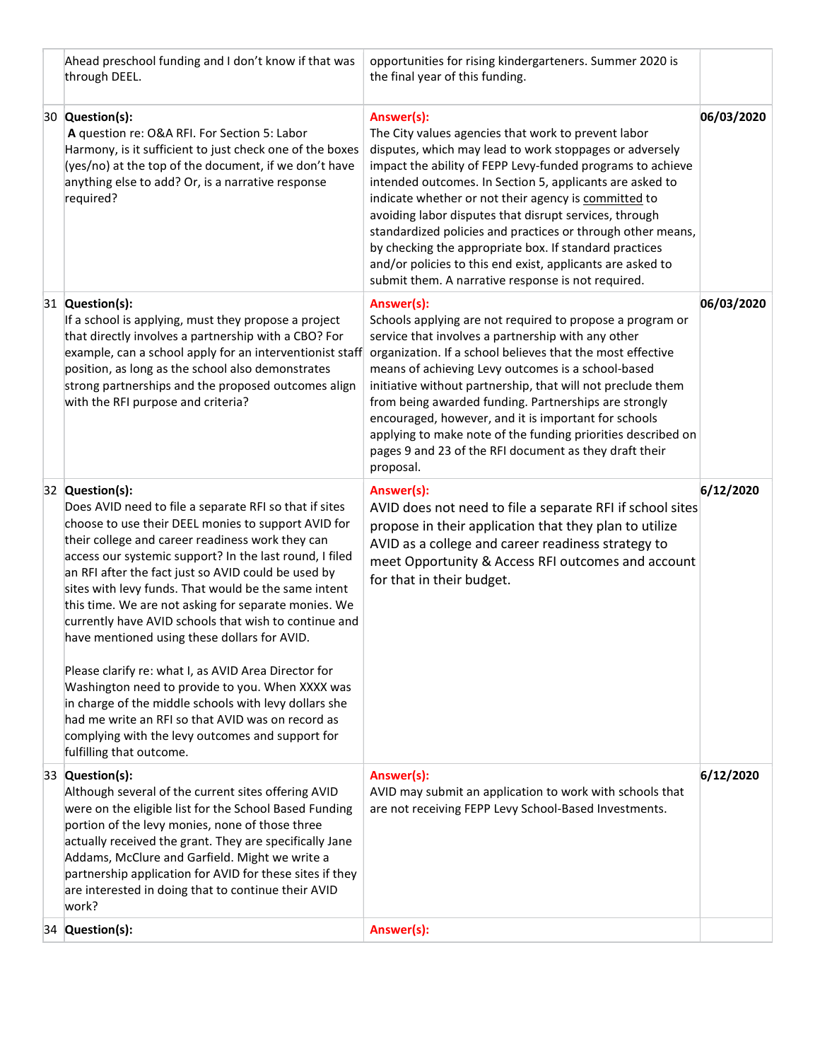|  |  |  |  |
|---|---|---|---|
|  | Ahead preschool funding and I don't know if that was through DEEL. | opportunities for rising kindergarteners. Summer 2020 is the final year of this funding. |  |
| 30 | **Question(s):**<br>**A** question re: O&A RFI. For Section 5: Labor Harmony, is it sufficient to just check one of the boxes (yes/no) at the top of the document, if we don't have anything else to add? Or, is a narrative response required? | **Answer(s):**<br>The City values agencies that work to prevent labor disputes, which may lead to work stoppages or adversely impact the ability of FEPP Levy-funded programs to achieve intended outcomes. In Section 5, applicants are asked to indicate whether or not their agency is committed to avoiding labor disputes that disrupt services, through standardized policies and practices or through other means, by checking the appropriate box. If standard practices and/or policies to this end exist, applicants are asked to submit them. A narrative response is not required. | **06/03/2020** |
| 31 | **Question(s):**<br>If a school is applying, must they propose a project that directly involves a partnership with a CBO? For example, can a school apply for an interventionist staff position, as long as the school also demonstrates strong partnerships and the proposed outcomes align with the RFI purpose and criteria? | **Answer(s):**<br>Schools applying are not required to propose a program or service that involves a partnership with any other organization. If a school believes that the most effective means of achieving Levy outcomes is a school-based initiative without partnership, that will not preclude them from being awarded funding. Partnerships are strongly encouraged, however, and it is important for schools applying to make note of the funding priorities described on pages 9 and 23 of the RFI document as they draft their proposal. | **06/03/2020** |
| 32 | **Question(s):**<br>Does AVID need to file a separate RFI so that if sites choose to use their DEEL monies to support AVID for their college and career readiness work they can access our systemic support? In the last round, I filed an RFI after the fact just so AVID could be used by sites with levy funds. That would be the same intent this time. We are not asking for separate monies. We currently have AVID schools that wish to continue and have mentioned using these dollars for AVID.<br><br>Please clarify re: what I, as AVID Area Director for Washington need to provide to you. When XXXX was in charge of the middle schools with levy dollars she had me write an RFI so that AVID was on record as complying with the levy outcomes and support for fulfilling that outcome. | **Answer(s):**<br>AVID does not need to file a separate RFI if school sites propose in their application that they plan to utilize AVID as a college and career readiness strategy to meet Opportunity & Access RFI outcomes and account for that in their budget. | **6/12/2020** |
| 33 | **Question(s):**<br>Although several of the current sites offering AVID were on the eligible list for the School Based Funding portion of the levy monies, none of those three actually received the grant. They are specifically Jane Addams, McClure and Garfield. Might we write a partnership application for AVID for these sites if they are interested in doing that to continue their AVID work? | **Answer(s):**<br>AVID may submit an application to work with schools that are not receiving FEPP Levy School-Based Investments. | **6/12/2020** |
| 34 | **Question(s):** | **Answer(s):** |  |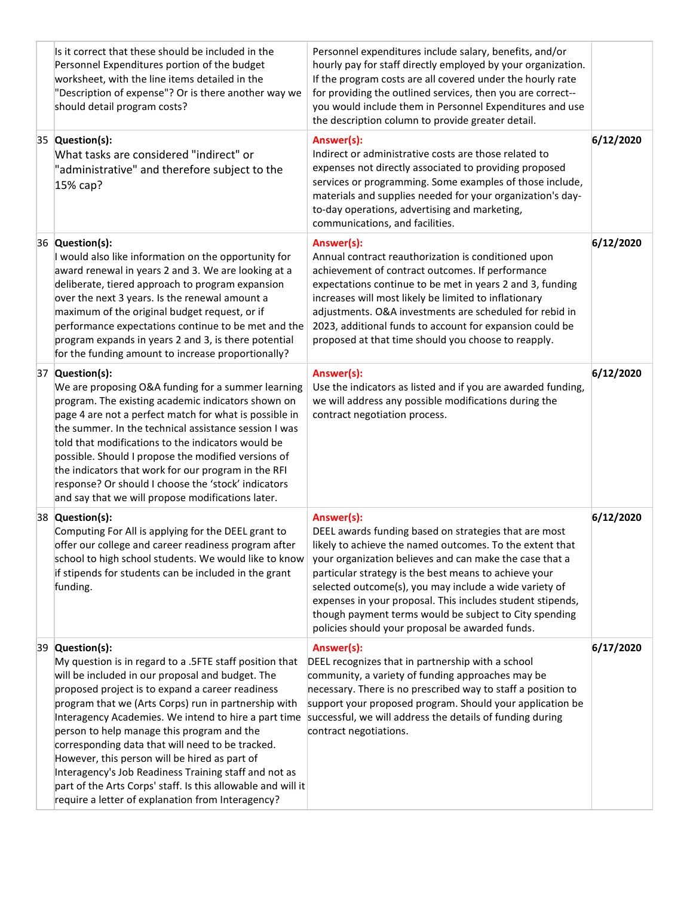| | | | |
|---|---|---|---|
| | Is it correct that these should be included in the Personnel Expenditures portion of the budget worksheet, with the line items detailed in the "Description of expense"? Or is there another way we should detail program costs? | Personnel expenditures include salary, benefits, and/or hourly pay for staff directly employed by your organization. If the program costs are all covered under the hourly rate for providing the outlined services, then you are correct--you would include them in Personnel Expenditures and use the description column to provide greater detail. | |
| 35 | **Question(s):**<br>What tasks are considered "indirect" or "administrative" and therefore subject to the 15% cap? | **Answer(s):**<br>Indirect or administrative costs are those related to expenses not directly associated to providing proposed services or programming. Some examples of those include, materials and supplies needed for your organization's day-to-day operations, advertising and marketing, communications, and facilities. | **6/12/2020** |
| 36 | **Question(s):**<br>I would also like information on the opportunity for award renewal in years 2 and 3. We are looking at a deliberate, tiered approach to program expansion over the next 3 years. Is the renewal amount a maximum of the original budget request, or if performance expectations continue to be met and the program expands in years 2 and 3, is there potential for the funding amount to increase proportionally? | **Answer(s):**<br>Annual contract reauthorization is conditioned upon achievement of contract outcomes. If performance expectations continue to be met in years 2 and 3, funding increases will most likely be limited to inflationary adjustments. O&A investments are scheduled for rebid in 2023, additional funds to account for expansion could be proposed at that time should you choose to reapply. | **6/12/2020** |
| 37 | **Question(s):**<br>We are proposing O&A funding for a summer learning program. The existing academic indicators shown on page 4 are not a perfect match for what is possible in the summer. In the technical assistance session I was told that modifications to the indicators would be possible. Should I propose the modified versions of the indicators that work for our program in the RFI response? Or should I choose the 'stock' indicators and say that we will propose modifications later. | **Answer(s):**<br>Use the indicators as listed and if you are awarded funding, we will address any possible modifications during the contract negotiation process. | **6/12/2020** |
| 38 | **Question(s):**<br>Computing For All is applying for the DEEL grant to offer our college and career readiness program after school to high school students. We would like to know if stipends for students can be included in the grant funding. | **Answer(s):**<br>DEEL awards funding based on strategies that are most likely to achieve the named outcomes. To the extent that your organization believes and can make the case that a particular strategy is the best means to achieve your selected outcome(s), you may include a wide variety of expenses in your proposal. This includes student stipends, though payment terms would be subject to City spending policies should your proposal be awarded funds. | **6/12/2020** |
| 39 | **Question(s):**<br>My question is in regard to a .5FTE staff position that will be included in our proposal and budget. The proposed project is to expand a career readiness program that we (Arts Corps) run in partnership with Interagency Academies. We intend to hire a part time person to help manage this program and the corresponding data that will need to be tracked. However, this person will be hired as part of Interagency's Job Readiness Training staff and not as part of the Arts Corps' staff. Is this allowable and will it require a letter of explanation from Interagency? | **Answer(s):**<br>DEEL recognizes that in partnership with a school community, a variety of funding approaches may be necessary. There is no prescribed way to staff a position to support your proposed program. Should your application be successful, we will address the details of funding during contract negotiations. | **6/17/2020** |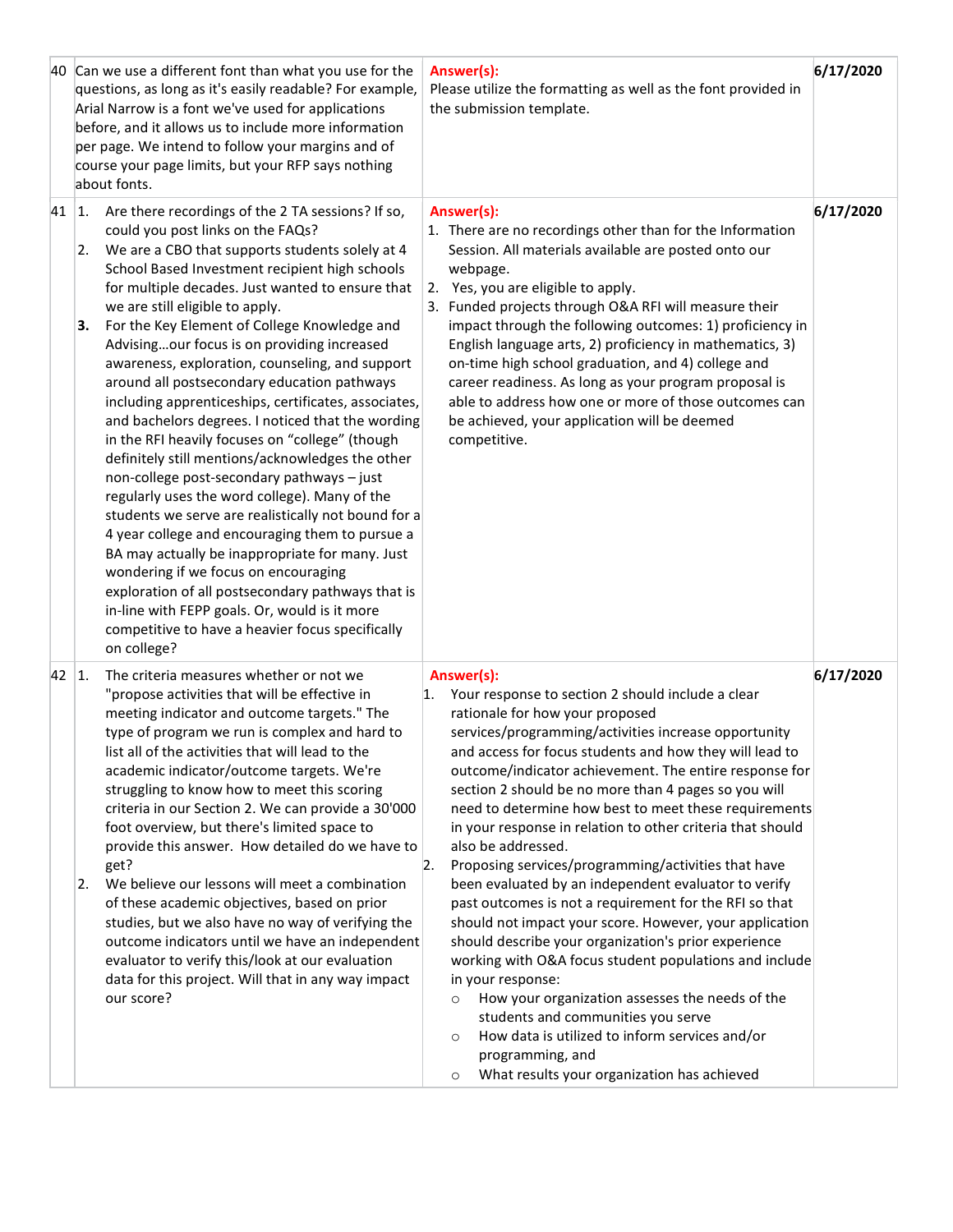| | | | |
|---|---|---|---|
| 40 | Can we use a different font than what you use for the questions, as long as it's easily readable? For example, Arial Narrow is a font we've used for applications before, and it allows us to include more information per page. We intend to follow your margins and of course your page limits, but your RFP says nothing about fonts. | **Answer(s):**<br>Please utilize the formatting as well as the font provided in the submission template. | **6/17/2020** |
| 41 | 1. Are there recordings of the 2 TA sessions? If so, could you post links on the FAQs?<br>2. We are a CBO that supports students solely at 4 School Based Investment recipient high schools for multiple decades. Just wanted to ensure that we are still eligible to apply.<br>**3.** For the Key Element of College Knowledge and Advising…our focus is on providing increased awareness, exploration, counseling, and support around all postsecondary education pathways including apprenticeships, certificates, associates, and bachelors degrees. I noticed that the wording in the RFI heavily focuses on "college" (though definitely still mentions/acknowledges the other non-college post-secondary pathways – just regularly uses the word college). Many of the students we serve are realistically not bound for a 4 year college and encouraging them to pursue a BA may actually be inappropriate for many. Just wondering if we focus on encouraging exploration of all postsecondary pathways that is in-line with FEPP goals. Or, would is it more competitive to have a heavier focus specifically on college? | **Answer(s):**<br>1. There are no recordings other than for the Information Session. All materials available are posted onto our webpage.<br>2. Yes, you are eligible to apply.<br>3. Funded projects through O&A RFI will measure their impact through the following outcomes: 1) proficiency in English language arts, 2) proficiency in mathematics, 3) on-time high school graduation, and 4) college and career readiness. As long as your program proposal is able to address how one or more of those outcomes can be achieved, your application will be deemed competitive. | **6/17/2020** |
| 42 | 1. The criteria measures whether or not we "propose activities that will be effective in meeting indicator and outcome targets." The type of program we run is complex and hard to list all of the activities that will lead to the academic indicator/outcome targets. We're struggling to know how to meet this scoring criteria in our Section 2. We can provide a 30'000 foot overview, but there's limited space to provide this answer. How detailed do we have to get?<br>2. We believe our lessons will meet a combination of these academic objectives, based on prior studies, but we also have no way of verifying the outcome indicators until we have an independent evaluator to verify this/look at our evaluation data for this project. Will that in any way impact our score? | **Answer(s):**<br>1. Your response to section 2 should include a clear rationale for how your proposed services/programming/activities increase opportunity and access for focus students and how they will lead to outcome/indicator achievement. The entire response for section 2 should be no more than 4 pages so you will need to determine how best to meet these requirements in your response in relation to other criteria that should also be addressed.<br>2. Proposing services/programming/activities that have been evaluated by an independent evaluator to verify past outcomes is not a requirement for the RFI so that should not impact your score. However, your application should describe your organization's prior experience working with O&A focus student populations and include in your response:<br>○ How your organization assesses the needs of the students and communities you serve<br>○ How data is utilized to inform services and/or programming, and<br>○ What results your organization has achieved | **6/17/2020** |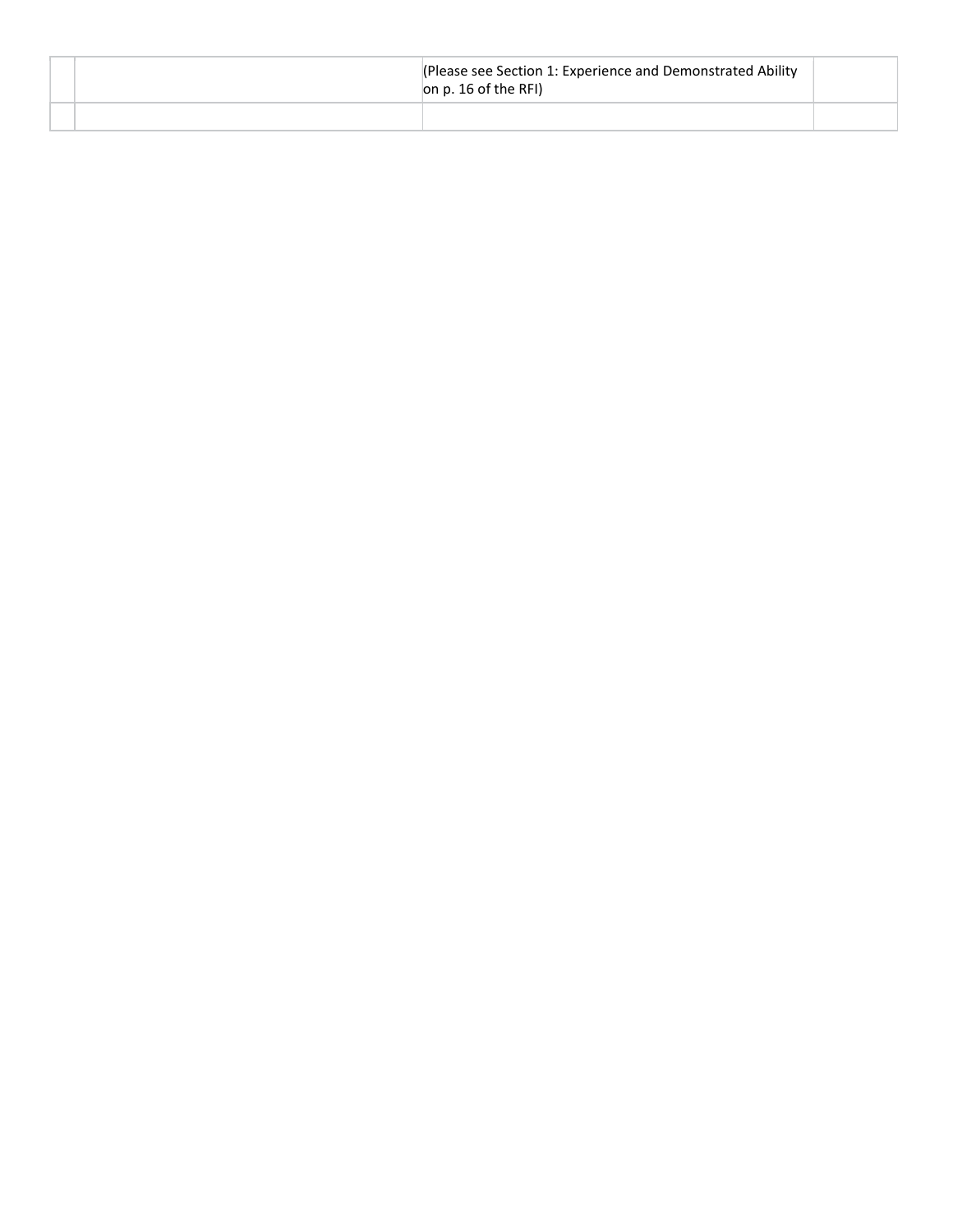| | | | |
|---|---|---|---|
| | | (Please see Section 1: Experience and Demonstrated Ability on p. 16 of the RFI) | |
| | | | |